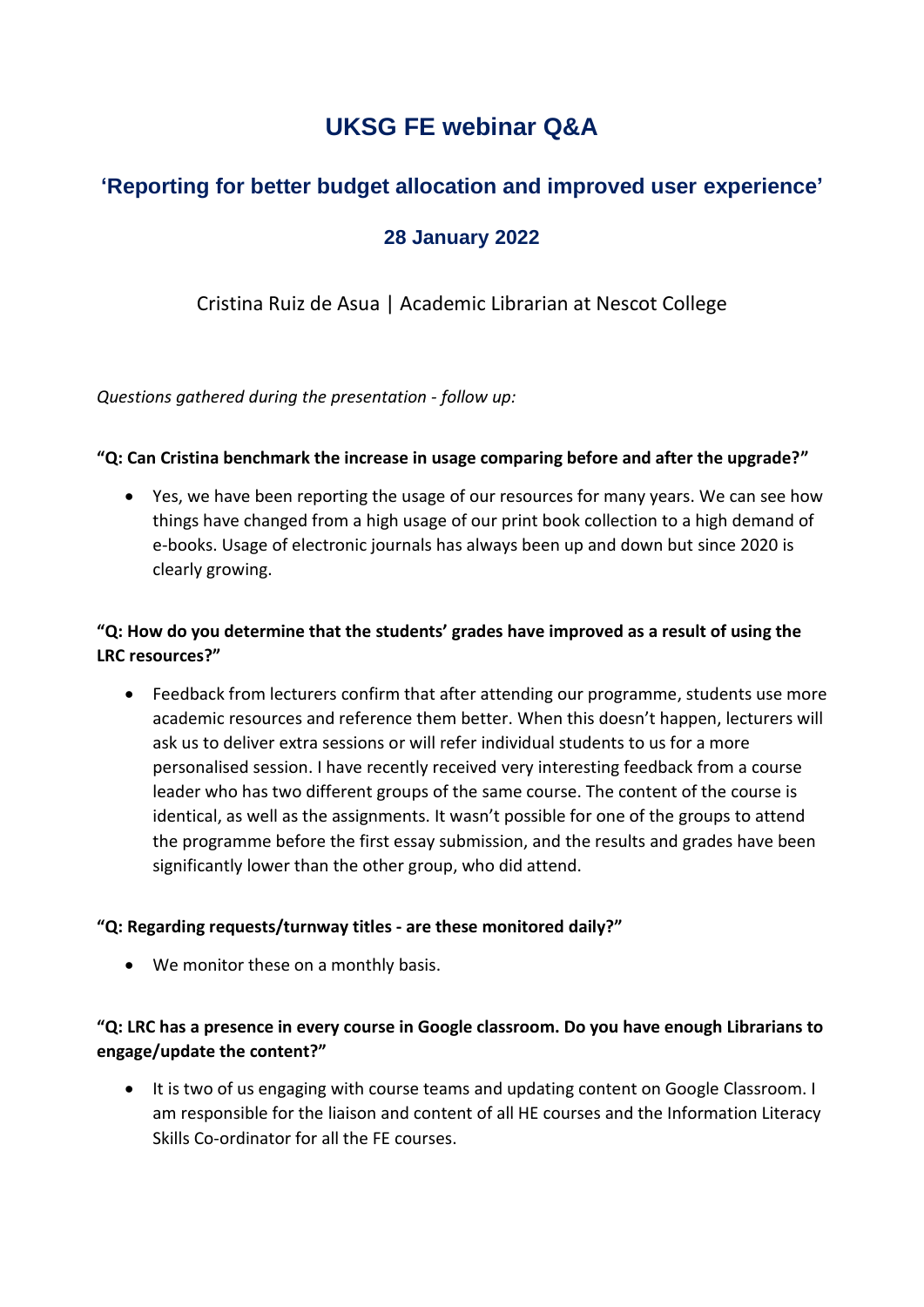# UKSG FE webinar Q&A

## 'Reporting for better budget allocation and improved user experience'

### 28 January 2022

Cristina Ruiz de Asua | Academic Librarian at Nescot College

*Questions gathered during the presentation - follow up:*

**"Q: Can Cristina benchmark the increase in usage comparing before and after the upgrade?"**

- Yes, we have been reporting the usage of our resources for many years. We can see how things have changed from a high usage of our print book collection to a high demand of e-books. Usage of electronic journals has always been up and down but since 2020 is clearly growing.

**"Q: How do you determine that the students' grades have improved as a result of using the LRC resources?"**

- Feedback from lecturers confirm that after attending our programme, students use more academic resources and reference them better. When this doesn't happen, lecturers will ask us to deliver extra sessions or will refer individual students to us for a more personalised session. I have recently received very interesting feedback from a course leader who has two different groups of the same course. The content of the course is identical, as well as the assignments. It wasn't possible for one of the groups to attend the programme before the first essay submission, and the results and grades have been significantly lower than the other group, who did attend.

**"Q: Regarding requests/turnway titles - are these monitored daily?"**

- We monitor these on a monthly basis.

**"Q: LRC has a presence in every course in Google classroom. Do you have enough Librarians to engage/update the content?"**

- It is two of us engaging with course teams and updating content on Google Classroom. I am responsible for the liaison and content of all HE courses and the Information Literacy Skills Co-ordinator for all the FE courses.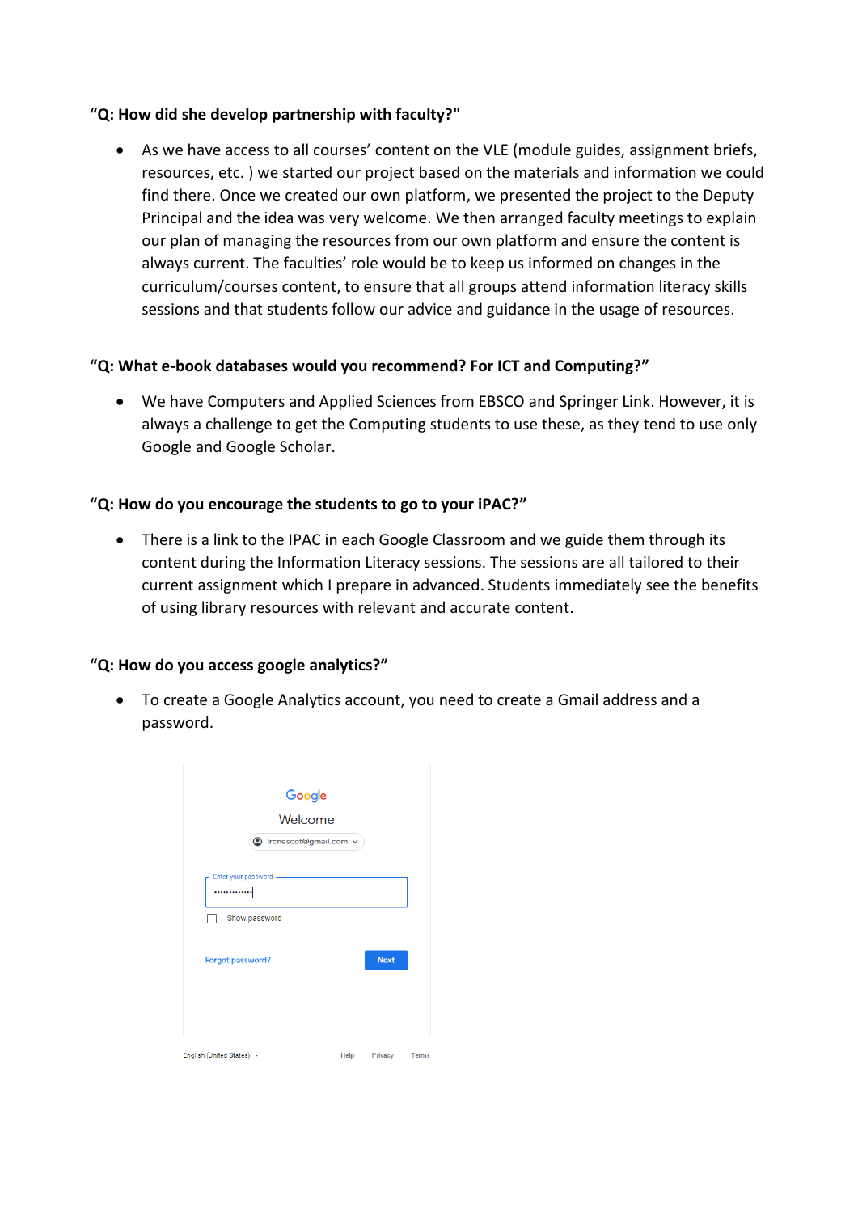**"Q: How did she develop partnership with faculty?"**

- As we have access to all courses' content on the VLE (module guides, assignment briefs, resources, etc. ) we started our project based on the materials and information we could find there. Once we created our own platform, we presented the project to the Deputy Principal and the idea was very welcome. We then arranged faculty meetings to explain our plan of managing the resources from our own platform and ensure the content is always current. The faculties' role would be to keep us informed on changes in the curriculum/courses content, to ensure that all groups attend information literacy skills sessions and that students follow our advice and guidance in the usage of resources.

**"Q: What e-book databases would you recommend? For ICT and Computing?"**

- We have Computers and Applied Sciences from EBSCO and Springer Link. However, it is always a challenge to get the Computing students to use these, as they tend to use only Google and Google Scholar.

**"Q: How do you encourage the students to go to your iPAC?"**

- There is a link to the IPAC in each Google Classroom and we guide them through its content during the Information Literacy sessions. The sessions are all tailored to their current assignment which I prepare in advanced. Students immediately see the benefits of using library resources with relevant and accurate content.

**"Q: How do you access google analytics?"**

- To create a Google Analytics account, you need to create a Gmail address and a password.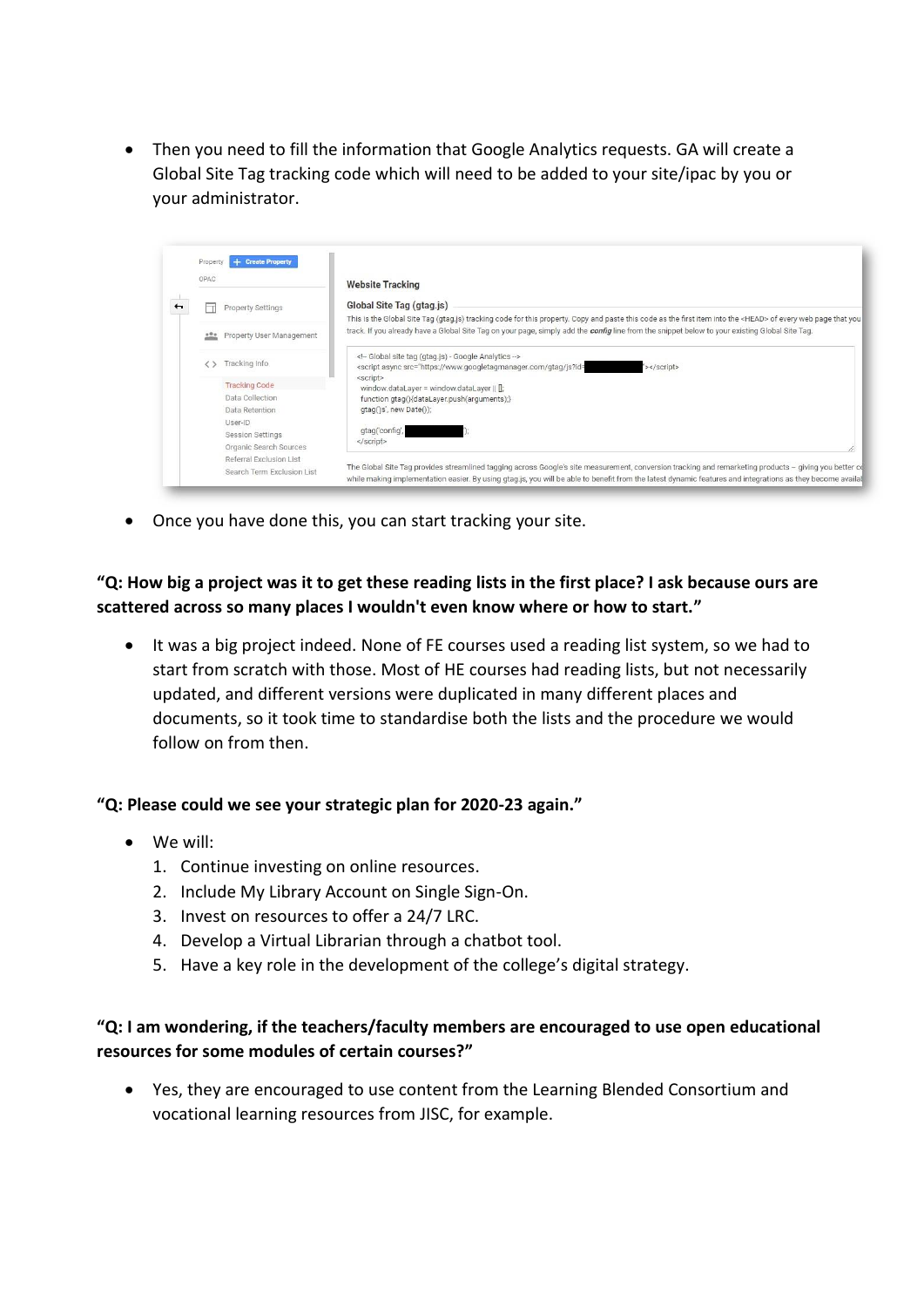- Then you need to fill the information that Google Analytics requests. GA will create a Global Site Tag tracking code which will need to be added to your site/ipac by you or your administrator.

- Once you have done this, you can start tracking your site.

**"Q: How big a project was it to get these reading lists in the first place? I ask because ours are scattered across so many places I wouldn't even know where or how to start."**

- It was a big project indeed. None of FE courses used a reading list system, so we had to start from scratch with those. Most of HE courses had reading lists, but not necessarily updated, and different versions were duplicated in many different places and documents, so it took time to standardise both the lists and the procedure we would follow on from then.

**"Q: Please could we see your strategic plan for 2020-23 again."**

- We will:
  1. Continue investing on online resources.
  2. Include My Library Account on Single Sign-On.
  3. Invest on resources to offer a 24/7 LRC.
  4. Develop a Virtual Librarian through a chatbot tool.
  5. Have a key role in the development of the college's digital strategy.

**"Q: I am wondering, if the teachers/faculty members are encouraged to use open educational resources for some modules of certain courses?"**

- Yes, they are encouraged to use content from the Learning Blended Consortium and vocational learning resources from JISC, for example.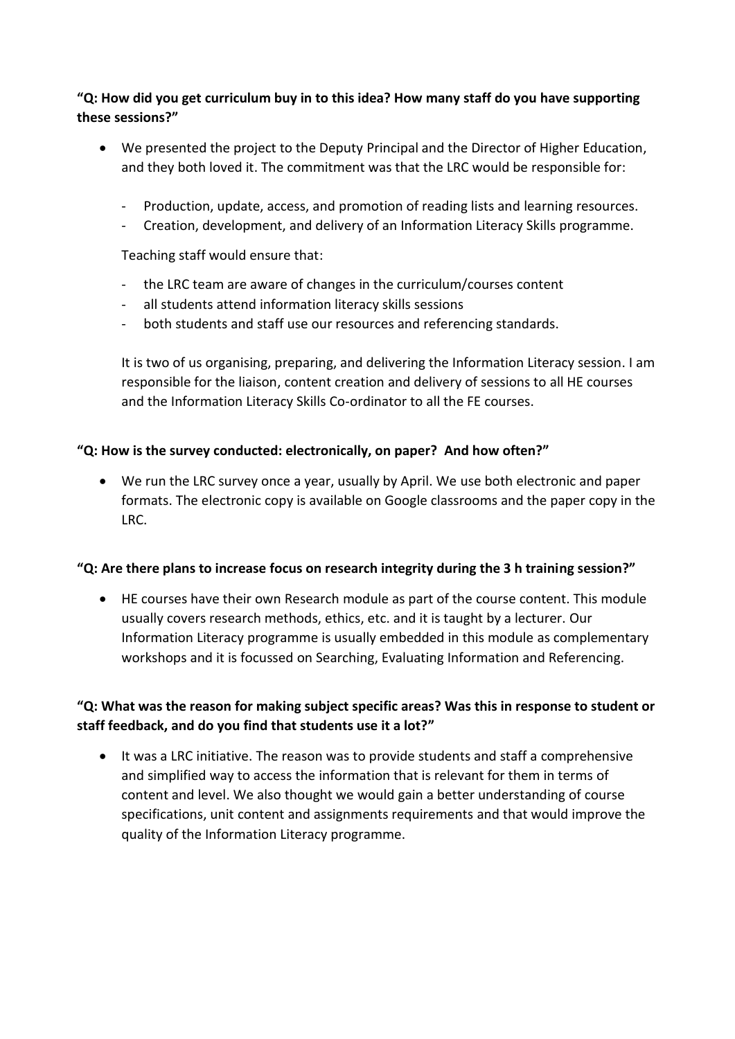**“Q: How did you get curriculum buy in to this idea? How many staff do you have supporting these sessions?”**

- We presented the project to the Deputy Principal and the Director of Higher Education, and they both loved it. The commitment was that the LRC would be responsible for:

  - Production, update, access, and promotion of reading lists and learning resources.
  - Creation, development, and delivery of an Information Literacy Skills programme.

  Teaching staff would ensure that:

  - the LRC team are aware of changes in the curriculum/courses content
  - all students attend information literacy skills sessions
  - both students and staff use our resources and referencing standards.

  It is two of us organising, preparing, and delivering the Information Literacy session. I am responsible for the liaison, content creation and delivery of sessions to all HE courses and the Information Literacy Skills Co-ordinator to all the FE courses.

**“Q: How is the survey conducted: electronically, on paper? And how often?”**

- We run the LRC survey once a year, usually by April. We use both electronic and paper formats. The electronic copy is available on Google classrooms and the paper copy in the LRC.

**“Q: Are there plans to increase focus on research integrity during the 3 h training session?”**

- HE courses have their own Research module as part of the course content. This module usually covers research methods, ethics, etc. and it is taught by a lecturer. Our Information Literacy programme is usually embedded in this module as complementary workshops and it is focussed on Searching, Evaluating Information and Referencing.

**“Q: What was the reason for making subject specific areas? Was this in response to student or staff feedback, and do you find that students use it a lot?”**

- It was a LRC initiative. The reason was to provide students and staff a comprehensive and simplified way to access the information that is relevant for them in terms of content and level. We also thought we would gain a better understanding of course specifications, unit content and assignments requirements and that would improve the quality of the Information Literacy programme.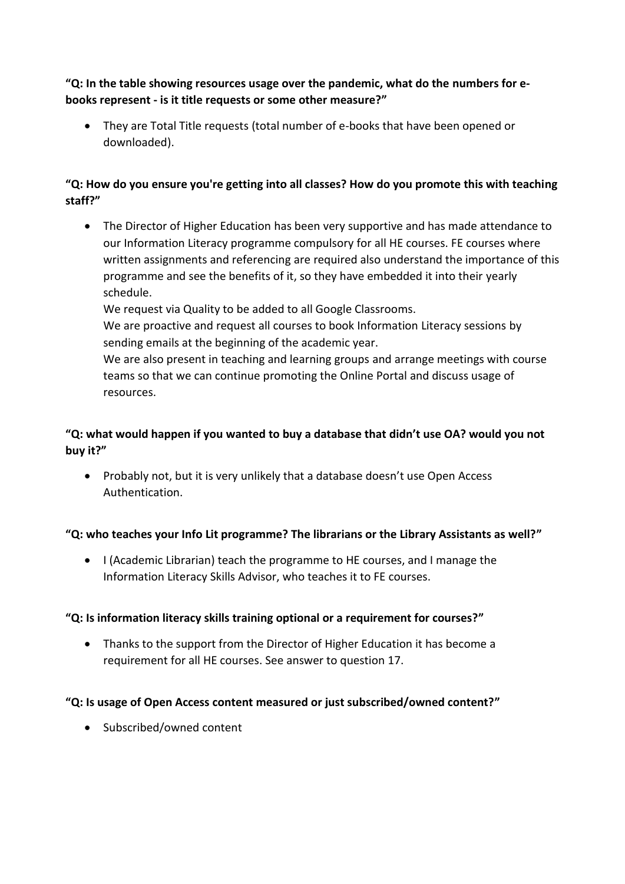**“Q: In the table showing resources usage over the pandemic, what do the numbers for e-books represent - is it title requests or some other measure?”**

- They are Total Title requests (total number of e-books that have been opened or downloaded).

**“Q: How do you ensure you're getting into all classes? How do you promote this with teaching staff?”**

- The Director of Higher Education has been very supportive and has made attendance to our Information Literacy programme compulsory for all HE courses. FE courses where written assignments and referencing are required also understand the importance of this programme and see the benefits of it, so they have embedded it into their yearly schedule.
  We request via Quality to be added to all Google Classrooms.
  We are proactive and request all courses to book Information Literacy sessions by sending emails at the beginning of the academic year.
  We are also present in teaching and learning groups and arrange meetings with course teams so that we can continue promoting the Online Portal and discuss usage of resources.

**“Q: what would happen if you wanted to buy a database that didn’t use OA? would you not buy it?”**

- Probably not, but it is very unlikely that a database doesn’t use Open Access Authentication.

**“Q: who teaches your Info Lit programme? The librarians or the Library Assistants as well?”**

- I (Academic Librarian) teach the programme to HE courses, and I manage the Information Literacy Skills Advisor, who teaches it to FE courses.

**“Q: Is information literacy skills training optional or a requirement for courses?”**

- Thanks to the support from the Director of Higher Education it has become a requirement for all HE courses. See answer to question 17.

**“Q: Is usage of Open Access content measured or just subscribed/owned content?”**

- Subscribed/owned content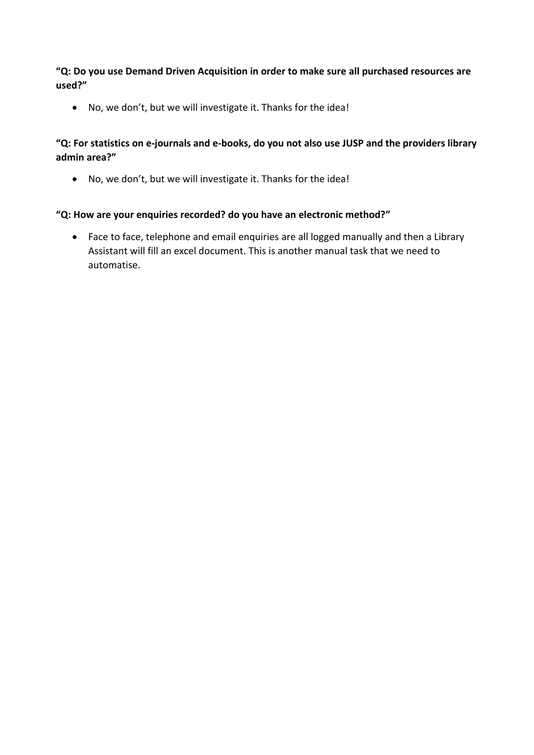**“Q: Do you use Demand Driven Acquisition in order to make sure all purchased resources are used?”**

- No, we don’t, but we will investigate it. Thanks for the idea!

**“Q: For statistics on e-journals and e-books, do you not also use JUSP and the providers library admin area?”**

- No, we don’t, but we will investigate it. Thanks for the idea!

**“Q: How are your enquiries recorded? do you have an electronic method?”**

- Face to face, telephone and email enquiries are all logged manually and then a Library Assistant will fill an excel document. This is another manual task that we need to automatise.